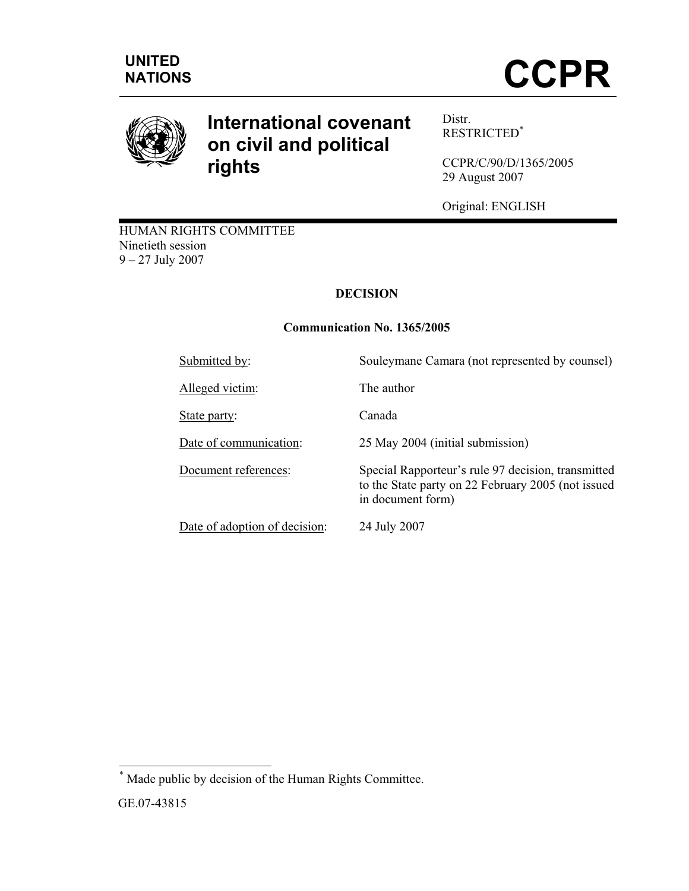UNITED NATIONS

# CCPR

## International covenant on civil and political rights

Distr.
RESTRICTED[*]

CCPR/C/90/D/1365/2005
29 August 2007

Original: ENGLISH

HUMAN RIGHTS COMMITTEE
Ninetieth session
9 – 27 July 2007

**DECISION**

**Communication No. 1365/2005**

| | |
|---|---|
| Submitted by: | Souleymane Camara (not represented by counsel) |
| Alleged victim: | The author |
| State party: | Canada |
| Date of communication: | 25 May 2004 (initial submission) |
| Document references: | Special Rapporteur's rule 97 decision, transmitted to the State party on 22 February 2005 (not issued in document form) |
| Date of adoption of decision: | 24 July 2007 |

[*] Made public by decision of the Human Rights Committee.

GE.07-43815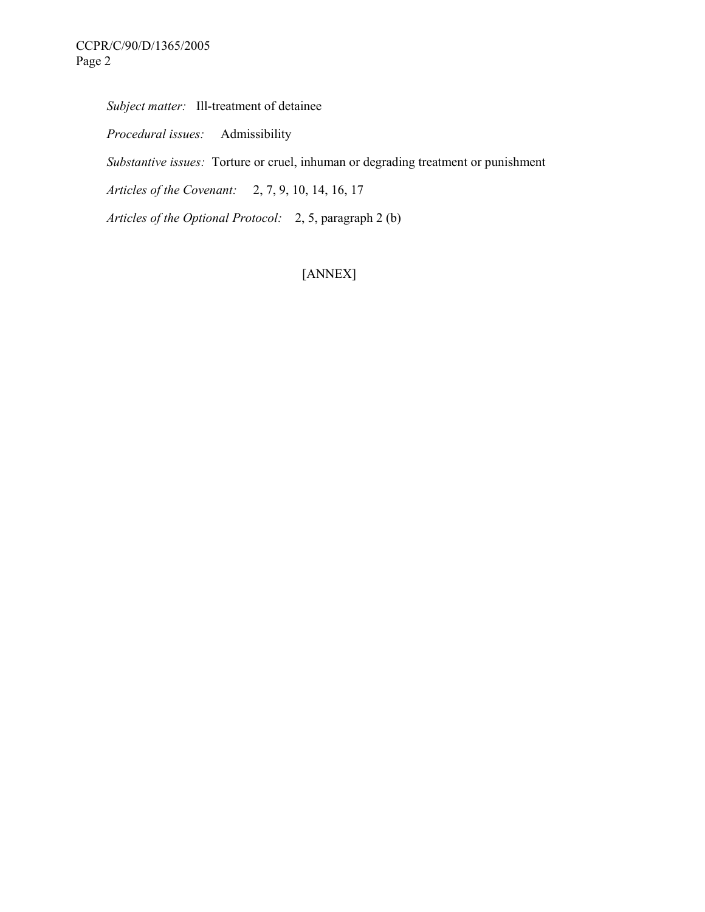*Subject matter:* Ill-treatment of detainee

*Procedural issues:* Admissibility

*Substantive issues:* Torture or cruel, inhuman or degrading treatment or punishment

*Articles of the Covenant:* 2, 7, 9, 10, 14, 16, 17

*Articles of the Optional Protocol:* 2, 5, paragraph 2 (b)

[ANNEX]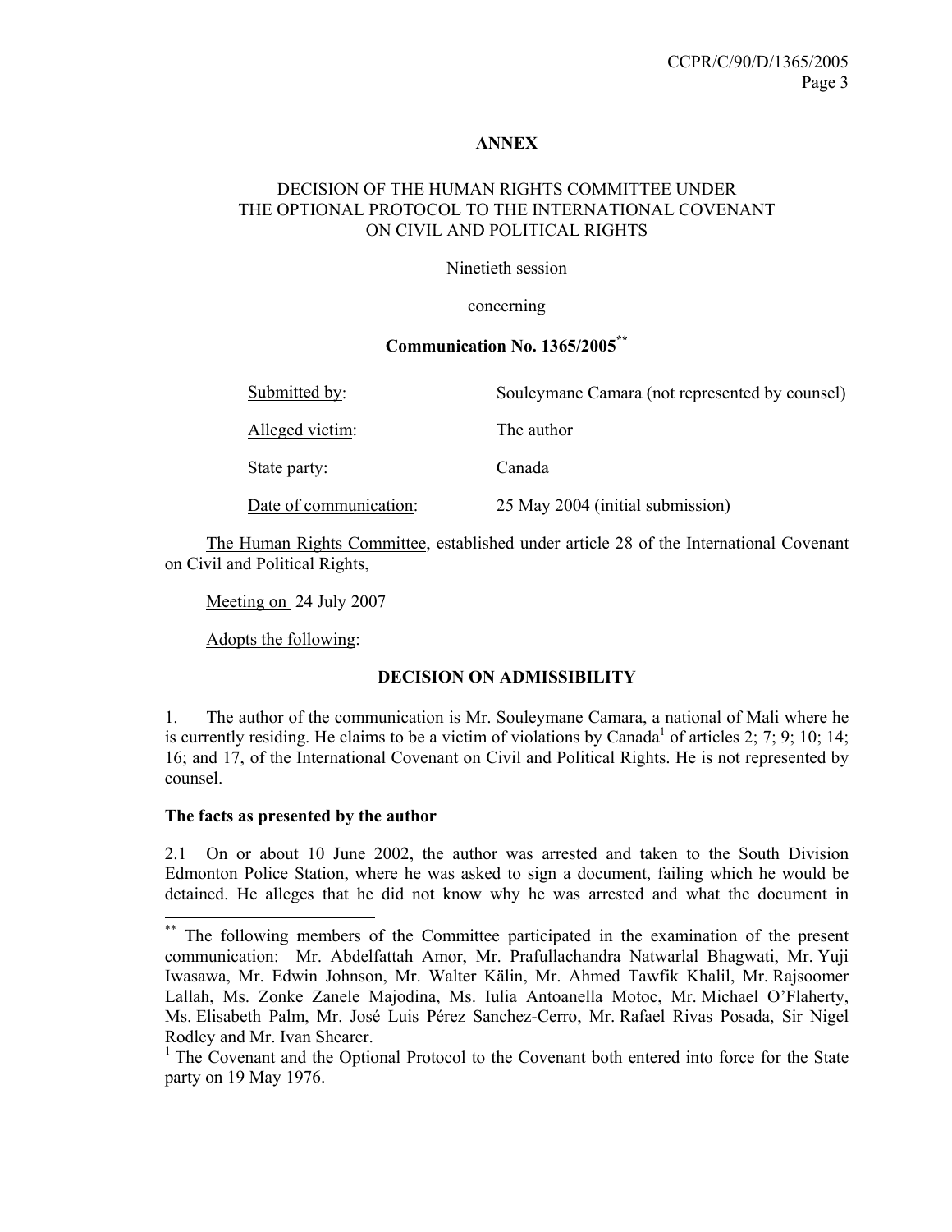**ANNEX**

DECISION OF THE HUMAN RIGHTS COMMITTEE UNDER THE OPTIONAL PROTOCOL TO THE INTERNATIONAL COVENANT ON CIVIL AND POLITICAL RIGHTS

Ninetieth session

concerning

**Communication No. 1365/2005[**]**

| | |
|---|---|
| Submitted by: | Souleymane Camara (not represented by counsel) |
| Alleged victim: | The author |
| State party: | Canada |
| Date of communication: | 25 May 2004 (initial submission) |

The Human Rights Committee, established under article 28 of the International Covenant on Civil and Political Rights,

Meeting on 24 July 2007

Adopts the following:

**DECISION ON ADMISSIBILITY**

1. The author of the communication is Mr. Souleymane Camara, a national of Mali where he is currently residing. He claims to be a victim of violations by Canada[1] of articles 2; 7; 9; 10; 14; 16; and 17, of the International Covenant on Civil and Political Rights. He is not represented by counsel.

**The facts as presented by the author**

2.1 On or about 10 June 2002, the author was arrested and taken to the South Division Edmonton Police Station, where he was asked to sign a document, failing which he would be detained. He alleges that he did not know why he was arrested and what the document in

---

[**] The following members of the Committee participated in the examination of the present communication: Mr. Abdelfattah Amor, Mr. Prafullachandra Natwarlal Bhagwati, Mr. Yuji Iwasawa, Mr. Edwin Johnson, Mr. Walter Kälin, Mr. Ahmed Tawfik Khalil, Mr. Rajsoomer Lallah, Ms. Zonke Zanele Majodina, Ms. Iulia Antoanella Motoc, Mr. Michael O'Flaherty, Ms. Elisabeth Palm, Mr. José Luis Pérez Sanchez-Cerro, Mr. Rafael Rivas Posada, Sir Nigel Rodley and Mr. Ivan Shearer.

[1] The Covenant and the Optional Protocol to the Covenant both entered into force for the State party on 19 May 1976.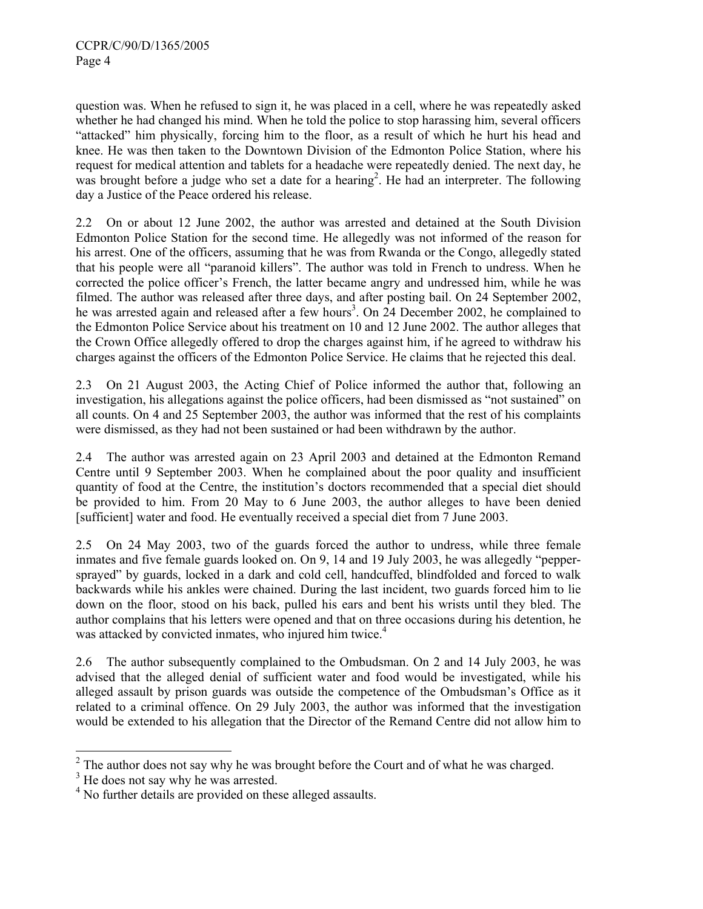question was. When he refused to sign it, he was placed in a cell, where he was repeatedly asked whether he had changed his mind. When he told the police to stop harassing him, several officers "attacked" him physically, forcing him to the floor, as a result of which he hurt his head and knee. He was then taken to the Downtown Division of the Edmonton Police Station, where his request for medical attention and tablets for a headache were repeatedly denied. The next day, he was brought before a judge who set a date for a hearing[2]. He had an interpreter. The following day a Justice of the Peace ordered his release.

2.2 On or about 12 June 2002, the author was arrested and detained at the South Division Edmonton Police Station for the second time. He allegedly was not informed of the reason for his arrest. One of the officers, assuming that he was from Rwanda or the Congo, allegedly stated that his people were all "paranoid killers". The author was told in French to undress. When he corrected the police officer's French, the latter became angry and undressed him, while he was filmed. The author was released after three days, and after posting bail. On 24 September 2002, he was arrested again and released after a few hours[3]. On 24 December 2002, he complained to the Edmonton Police Service about his treatment on 10 and 12 June 2002. The author alleges that the Crown Office allegedly offered to drop the charges against him, if he agreed to withdraw his charges against the officers of the Edmonton Police Service. He claims that he rejected this deal.

2.3 On 21 August 2003, the Acting Chief of Police informed the author that, following an investigation, his allegations against the police officers, had been dismissed as "not sustained" on all counts. On 4 and 25 September 2003, the author was informed that the rest of his complaints were dismissed, as they had not been sustained or had been withdrawn by the author.

2.4 The author was arrested again on 23 April 2003 and detained at the Edmonton Remand Centre until 9 September 2003. When he complained about the poor quality and insufficient quantity of food at the Centre, the institution's doctors recommended that a special diet should be provided to him. From 20 May to 6 June 2003, the author alleges to have been denied [sufficient] water and food. He eventually received a special diet from 7 June 2003.

2.5 On 24 May 2003, two of the guards forced the author to undress, while three female inmates and five female guards looked on. On 9, 14 and 19 July 2003, he was allegedly "pepper-sprayed" by guards, locked in a dark and cold cell, handcuffed, blindfolded and forced to walk backwards while his ankles were chained. During the last incident, two guards forced him to lie down on the floor, stood on his back, pulled his ears and bent his wrists until they bled. The author complains that his letters were opened and that on three occasions during his detention, he was attacked by convicted inmates, who injured him twice.[4]

2.6 The author subsequently complained to the Ombudsman. On 2 and 14 July 2003, he was advised that the alleged denial of sufficient water and food would be investigated, while his alleged assault by prison guards was outside the competence of the Ombudsman's Office as it related to a criminal offence. On 29 July 2003, the author was informed that the investigation would be extended to his allegation that the Director of the Remand Centre did not allow him to

---

[2] The author does not say why he was brought before the Court and of what he was charged.

[3] He does not say why he was arrested.

[4] No further details are provided on these alleged assaults.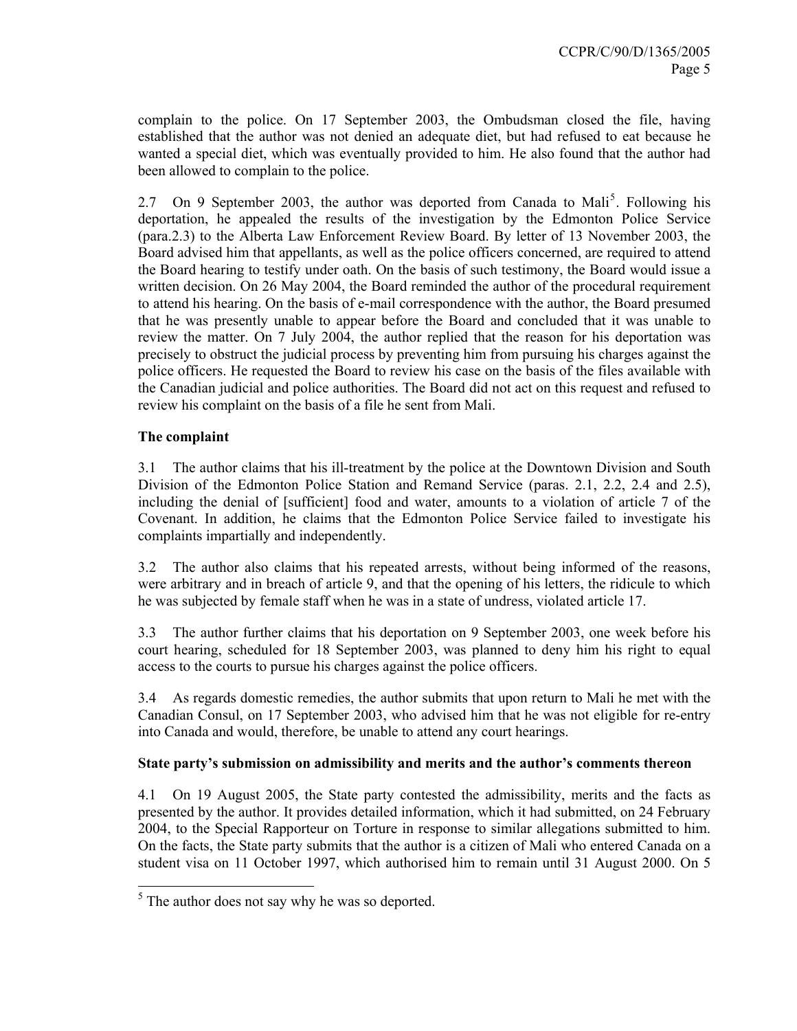complain to the police. On 17 September 2003, the Ombudsman closed the file, having established that the author was not denied an adequate diet, but had refused to eat because he wanted a special diet, which was eventually provided to him. He also found that the author had been allowed to complain to the police.

2.7 On 9 September 2003, the author was deported from Canada to Mali[5]. Following his deportation, he appealed the results of the investigation by the Edmonton Police Service (para.2.3) to the Alberta Law Enforcement Review Board. By letter of 13 November 2003, the Board advised him that appellants, as well as the police officers concerned, are required to attend the Board hearing to testify under oath. On the basis of such testimony, the Board would issue a written decision. On 26 May 2004, the Board reminded the author of the procedural requirement to attend his hearing. On the basis of e-mail correspondence with the author, the Board presumed that he was presently unable to appear before the Board and concluded that it was unable to review the matter. On 7 July 2004, the author replied that the reason for his deportation was precisely to obstruct the judicial process by preventing him from pursuing his charges against the police officers. He requested the Board to review his case on the basis of the files available with the Canadian judicial and police authorities. The Board did not act on this request and refused to review his complaint on the basis of a file he sent from Mali.

**The complaint**

3.1 The author claims that his ill-treatment by the police at the Downtown Division and South Division of the Edmonton Police Station and Remand Service (paras. 2.1, 2.2, 2.4 and 2.5), including the denial of [sufficient] food and water, amounts to a violation of article 7 of the Covenant. In addition, he claims that the Edmonton Police Service failed to investigate his complaints impartially and independently.

3.2 The author also claims that his repeated arrests, without being informed of the reasons, were arbitrary and in breach of article 9, and that the opening of his letters, the ridicule to which he was subjected by female staff when he was in a state of undress, violated article 17.

3.3 The author further claims that his deportation on 9 September 2003, one week before his court hearing, scheduled for 18 September 2003, was planned to deny him his right to equal access to the courts to pursue his charges against the police officers.

3.4 As regards domestic remedies, the author submits that upon return to Mali he met with the Canadian Consul, on 17 September 2003, who advised him that he was not eligible for re-entry into Canada and would, therefore, be unable to attend any court hearings.

**State party's submission on admissibility and merits and the author's comments thereon**

4.1 On 19 August 2005, the State party contested the admissibility, merits and the facts as presented by the author. It provides detailed information, which it had submitted, on 24 February 2004, to the Special Rapporteur on Torture in response to similar allegations submitted to him. On the facts, the State party submits that the author is a citizen of Mali who entered Canada on a student visa on 11 October 1997, which authorised him to remain until 31 August 2000. On 5

[5] The author does not say why he was so deported.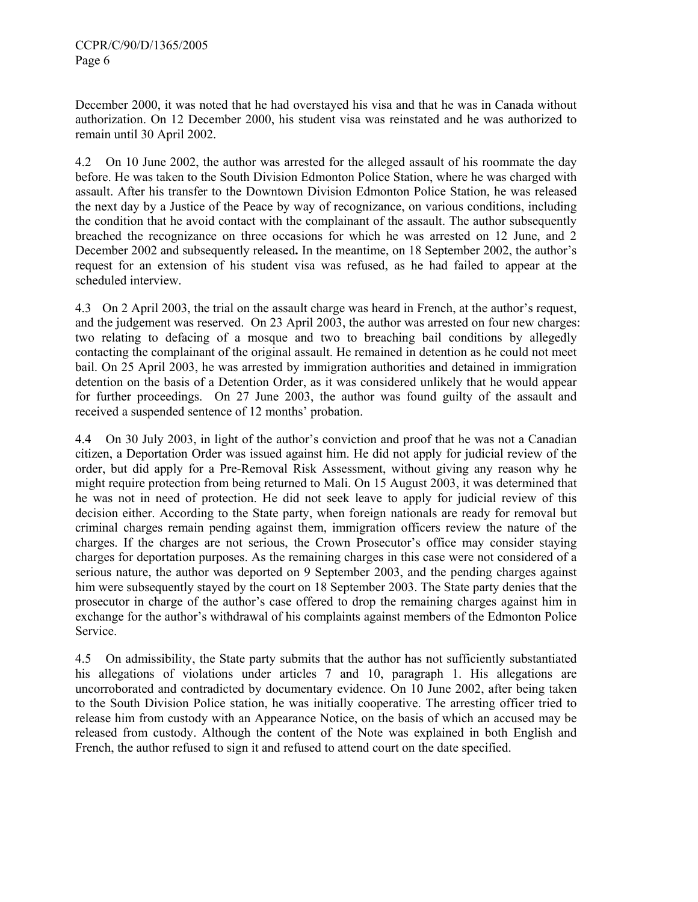December 2000, it was noted that he had overstayed his visa and that he was in Canada without authorization. On 12 December 2000, his student visa was reinstated and he was authorized to remain until 30 April 2002.

4.2 On 10 June 2002, the author was arrested for the alleged assault of his roommate the day before. He was taken to the South Division Edmonton Police Station, where he was charged with assault. After his transfer to the Downtown Division Edmonton Police Station, he was released the next day by a Justice of the Peace by way of recognizance, on various conditions, including the condition that he avoid contact with the complainant of the assault. The author subsequently breached the recognizance on three occasions for which he was arrested on 12 June, and 2 December 2002 and subsequently released**.** In the meantime, on 18 September 2002, the author's request for an extension of his student visa was refused, as he had failed to appear at the scheduled interview.

4.3 On 2 April 2003, the trial on the assault charge was heard in French, at the author's request, and the judgement was reserved. On 23 April 2003, the author was arrested on four new charges: two relating to defacing of a mosque and two to breaching bail conditions by allegedly contacting the complainant of the original assault. He remained in detention as he could not meet bail. On 25 April 2003, he was arrested by immigration authorities and detained in immigration detention on the basis of a Detention Order, as it was considered unlikely that he would appear for further proceedings. On 27 June 2003, the author was found guilty of the assault and received a suspended sentence of 12 months' probation.

4.4 On 30 July 2003, in light of the author's conviction and proof that he was not a Canadian citizen, a Deportation Order was issued against him. He did not apply for judicial review of the order, but did apply for a Pre-Removal Risk Assessment, without giving any reason why he might require protection from being returned to Mali. On 15 August 2003, it was determined that he was not in need of protection. He did not seek leave to apply for judicial review of this decision either. According to the State party, when foreign nationals are ready for removal but criminal charges remain pending against them, immigration officers review the nature of the charges. If the charges are not serious, the Crown Prosecutor's office may consider staying charges for deportation purposes. As the remaining charges in this case were not considered of a serious nature, the author was deported on 9 September 2003, and the pending charges against him were subsequently stayed by the court on 18 September 2003. The State party denies that the prosecutor in charge of the author's case offered to drop the remaining charges against him in exchange for the author's withdrawal of his complaints against members of the Edmonton Police Service.

4.5 On admissibility, the State party submits that the author has not sufficiently substantiated his allegations of violations under articles 7 and 10, paragraph 1. His allegations are uncorroborated and contradicted by documentary evidence. On 10 June 2002, after being taken to the South Division Police station, he was initially cooperative. The arresting officer tried to release him from custody with an Appearance Notice, on the basis of which an accused may be released from custody. Although the content of the Note was explained in both English and French, the author refused to sign it and refused to attend court on the date specified.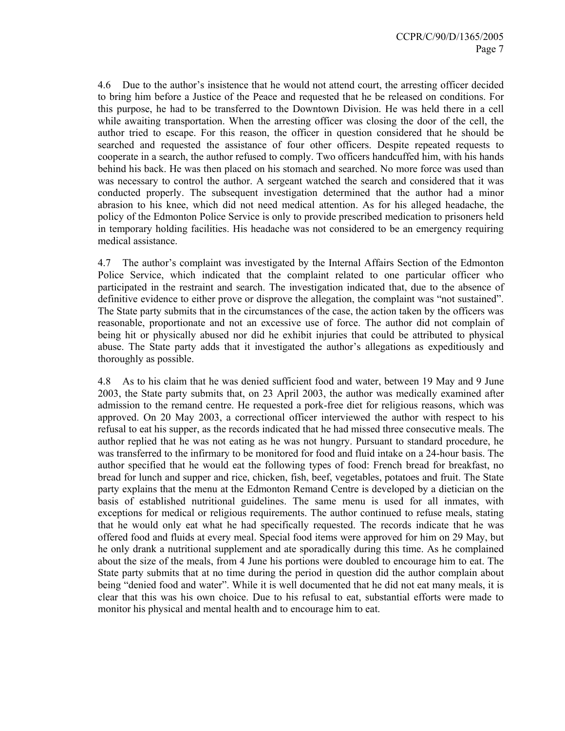4.6 Due to the author's insistence that he would not attend court, the arresting officer decided to bring him before a Justice of the Peace and requested that he be released on conditions. For this purpose, he had to be transferred to the Downtown Division. He was held there in a cell while awaiting transportation. When the arresting officer was closing the door of the cell, the author tried to escape. For this reason, the officer in question considered that he should be searched and requested the assistance of four other officers. Despite repeated requests to cooperate in a search, the author refused to comply. Two officers handcuffed him, with his hands behind his back. He was then placed on his stomach and searched. No more force was used than was necessary to control the author. A sergeant watched the search and considered that it was conducted properly. The subsequent investigation determined that the author had a minor abrasion to his knee, which did not need medical attention. As for his alleged headache, the policy of the Edmonton Police Service is only to provide prescribed medication to prisoners held in temporary holding facilities. His headache was not considered to be an emergency requiring medical assistance.

4.7 The author's complaint was investigated by the Internal Affairs Section of the Edmonton Police Service, which indicated that the complaint related to one particular officer who participated in the restraint and search. The investigation indicated that, due to the absence of definitive evidence to either prove or disprove the allegation, the complaint was "not sustained". The State party submits that in the circumstances of the case, the action taken by the officers was reasonable, proportionate and not an excessive use of force. The author did not complain of being hit or physically abused nor did he exhibit injuries that could be attributed to physical abuse. The State party adds that it investigated the author's allegations as expeditiously and thoroughly as possible.

4.8 As to his claim that he was denied sufficient food and water, between 19 May and 9 June 2003, the State party submits that, on 23 April 2003, the author was medically examined after admission to the remand centre. He requested a pork-free diet for religious reasons, which was approved. On 20 May 2003, a correctional officer interviewed the author with respect to his refusal to eat his supper, as the records indicated that he had missed three consecutive meals. The author replied that he was not eating as he was not hungry. Pursuant to standard procedure, he was transferred to the infirmary to be monitored for food and fluid intake on a 24-hour basis. The author specified that he would eat the following types of food: French bread for breakfast, no bread for lunch and supper and rice, chicken, fish, beef, vegetables, potatoes and fruit. The State party explains that the menu at the Edmonton Remand Centre is developed by a dietician on the basis of established nutritional guidelines. The same menu is used for all inmates, with exceptions for medical or religious requirements. The author continued to refuse meals, stating that he would only eat what he had specifically requested. The records indicate that he was offered food and fluids at every meal. Special food items were approved for him on 29 May, but he only drank a nutritional supplement and ate sporadically during this time. As he complained about the size of the meals, from 4 June his portions were doubled to encourage him to eat. The State party submits that at no time during the period in question did the author complain about being "denied food and water". While it is well documented that he did not eat many meals, it is clear that this was his own choice. Due to his refusal to eat, substantial efforts were made to monitor his physical and mental health and to encourage him to eat.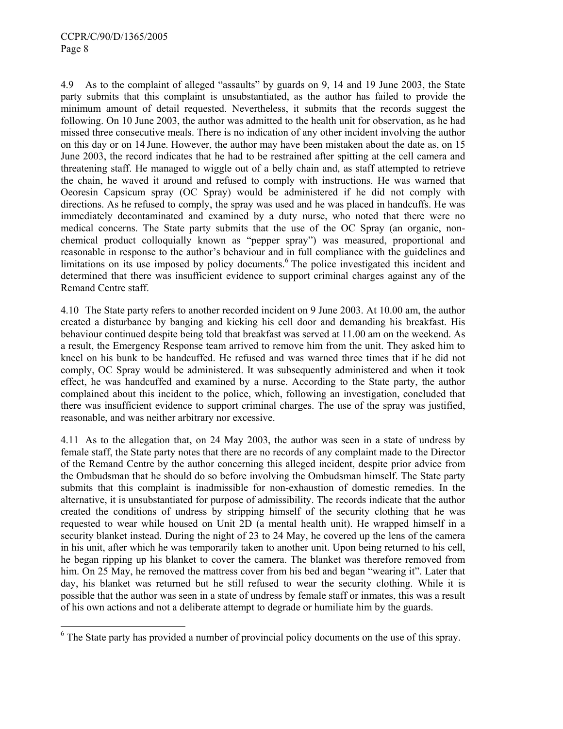4.9 As to the complaint of alleged "assaults" by guards on 9, 14 and 19 June 2003, the State party submits that this complaint is unsubstantiated, as the author has failed to provide the minimum amount of detail requested. Nevertheless, it submits that the records suggest the following. On 10 June 2003, the author was admitted to the health unit for observation, as he had missed three consecutive meals. There is no indication of any other incident involving the author on this day or on 14 June. However, the author may have been mistaken about the date as, on 15 June 2003, the record indicates that he had to be restrained after spitting at the cell camera and threatening staff. He managed to wiggle out of a belly chain and, as staff attempted to retrieve the chain, he waved it around and refused to comply with instructions. He was warned that Oeoresin Capsicum spray (OC Spray) would be administered if he did not comply with directions. As he refused to comply, the spray was used and he was placed in handcuffs. He was immediately decontaminated and examined by a duty nurse, who noted that there were no medical concerns. The State party submits that the use of the OC Spray (an organic, non-chemical product colloquially known as "pepper spray") was measured, proportional and reasonable in response to the author's behaviour and in full compliance with the guidelines and limitations on its use imposed by policy documents.[6] The police investigated this incident and determined that there was insufficient evidence to support criminal charges against any of the Remand Centre staff.

4.10 The State party refers to another recorded incident on 9 June 2003. At 10.00 am, the author created a disturbance by banging and kicking his cell door and demanding his breakfast. His behaviour continued despite being told that breakfast was served at 11.00 am on the weekend. As a result, the Emergency Response team arrived to remove him from the unit. They asked him to kneel on his bunk to be handcuffed. He refused and was warned three times that if he did not comply, OC Spray would be administered. It was subsequently administered and when it took effect, he was handcuffed and examined by a nurse. According to the State party, the author complained about this incident to the police, which, following an investigation, concluded that there was insufficient evidence to support criminal charges. The use of the spray was justified, reasonable, and was neither arbitrary nor excessive.

4.11 As to the allegation that, on 24 May 2003, the author was seen in a state of undress by female staff, the State party notes that there are no records of any complaint made to the Director of the Remand Centre by the author concerning this alleged incident, despite prior advice from the Ombudsman that he should do so before involving the Ombudsman himself. The State party submits that this complaint is inadmissible for non-exhaustion of domestic remedies. In the alternative, it is unsubstantiated for purpose of admissibility. The records indicate that the author created the conditions of undress by stripping himself of the security clothing that he was requested to wear while housed on Unit 2D (a mental health unit). He wrapped himself in a security blanket instead. During the night of 23 to 24 May, he covered up the lens of the camera in his unit, after which he was temporarily taken to another unit. Upon being returned to his cell, he began ripping up his blanket to cover the camera. The blanket was therefore removed from him. On 25 May, he removed the mattress cover from his bed and began "wearing it". Later that day, his blanket was returned but he still refused to wear the security clothing. While it is possible that the author was seen in a state of undress by female staff or inmates, this was a result of his own actions and not a deliberate attempt to degrade or humiliate him by the guards.

---

[6] The State party has provided a number of provincial policy documents on the use of this spray.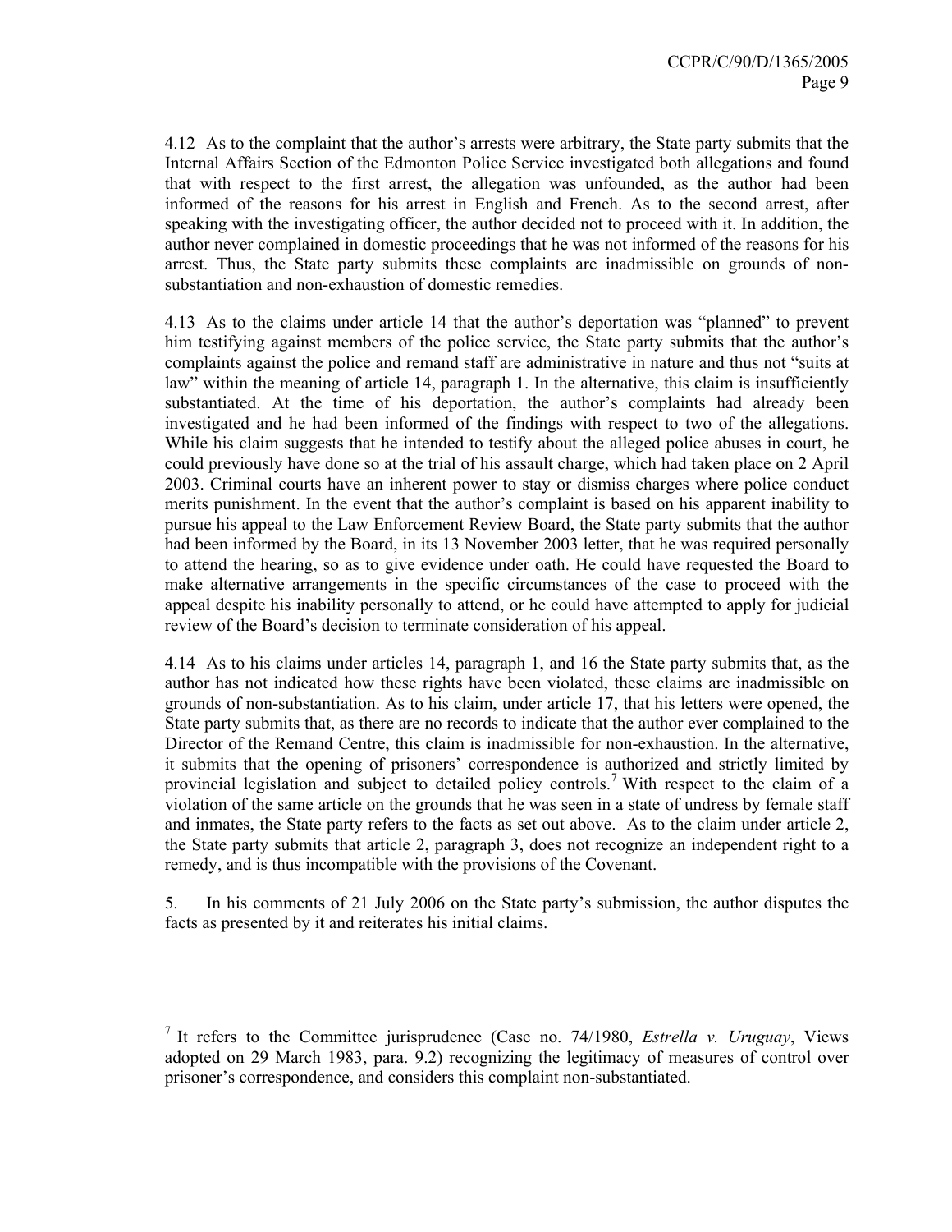4.12 As to the complaint that the author's arrests were arbitrary, the State party submits that the Internal Affairs Section of the Edmonton Police Service investigated both allegations and found that with respect to the first arrest, the allegation was unfounded, as the author had been informed of the reasons for his arrest in English and French. As to the second arrest, after speaking with the investigating officer, the author decided not to proceed with it. In addition, the author never complained in domestic proceedings that he was not informed of the reasons for his arrest. Thus, the State party submits these complaints are inadmissible on grounds of non-substantiation and non-exhaustion of domestic remedies.

4.13 As to the claims under article 14 that the author's deportation was "planned" to prevent him testifying against members of the police service, the State party submits that the author's complaints against the police and remand staff are administrative in nature and thus not "suits at law" within the meaning of article 14, paragraph 1. In the alternative, this claim is insufficiently substantiated. At the time of his deportation, the author's complaints had already been investigated and he had been informed of the findings with respect to two of the allegations. While his claim suggests that he intended to testify about the alleged police abuses in court, he could previously have done so at the trial of his assault charge, which had taken place on 2 April 2003. Criminal courts have an inherent power to stay or dismiss charges where police conduct merits punishment. In the event that the author's complaint is based on his apparent inability to pursue his appeal to the Law Enforcement Review Board, the State party submits that the author had been informed by the Board, in its 13 November 2003 letter, that he was required personally to attend the hearing, so as to give evidence under oath. He could have requested the Board to make alternative arrangements in the specific circumstances of the case to proceed with the appeal despite his inability personally to attend, or he could have attempted to apply for judicial review of the Board's decision to terminate consideration of his appeal.

4.14 As to his claims under articles 14, paragraph 1, and 16 the State party submits that, as the author has not indicated how these rights have been violated, these claims are inadmissible on grounds of non-substantiation. As to his claim, under article 17, that his letters were opened, the State party submits that, as there are no records to indicate that the author ever complained to the Director of the Remand Centre, this claim is inadmissible for non-exhaustion. In the alternative, it submits that the opening of prisoners' correspondence is authorized and strictly limited by provincial legislation and subject to detailed policy controls.[7] With respect to the claim of a violation of the same article on the grounds that he was seen in a state of undress by female staff and inmates, the State party refers to the facts as set out above. As to the claim under article 2, the State party submits that article 2, paragraph 3, does not recognize an independent right to a remedy, and is thus incompatible with the provisions of the Covenant.

5. In his comments of 21 July 2006 on the State party's submission, the author disputes the facts as presented by it and reiterates his initial claims.

---

[7] It refers to the Committee jurisprudence (Case no. 74/1980, *Estrella v. Uruguay*, Views adopted on 29 March 1983, para. 9.2) recognizing the legitimacy of measures of control over prisoner's correspondence, and considers this complaint non-substantiated.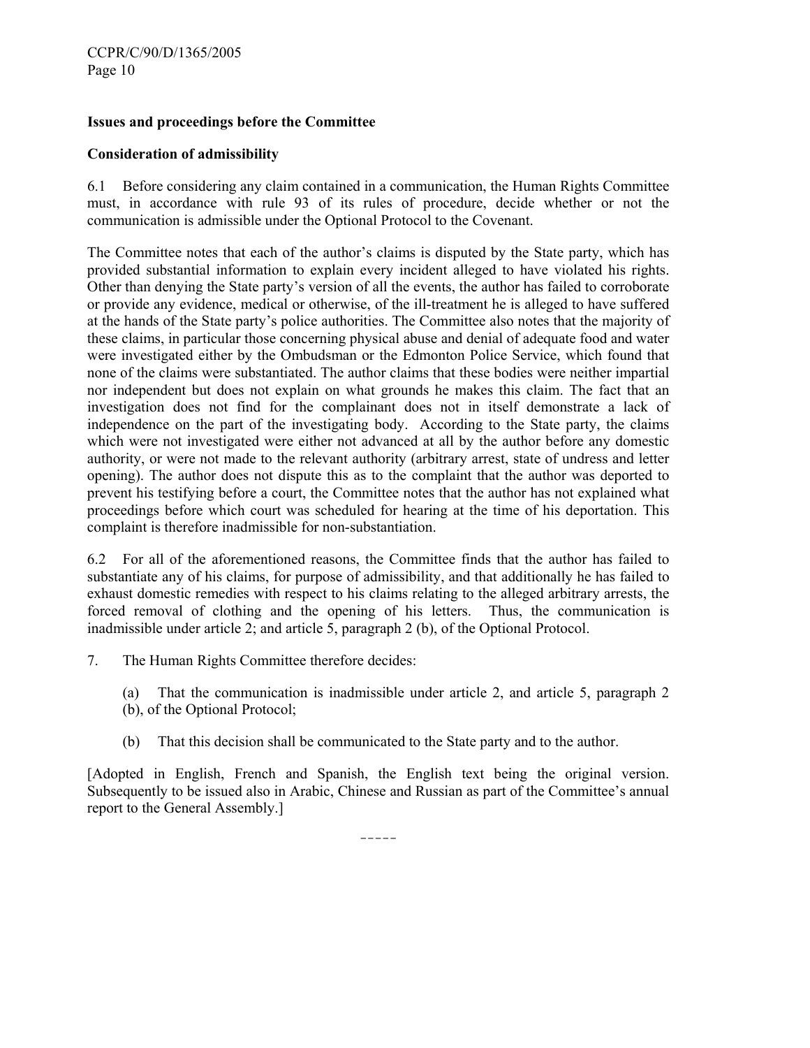**Issues and proceedings before the Committee**

**Consideration of admissibility**

6.1 Before considering any claim contained in a communication, the Human Rights Committee must, in accordance with rule 93 of its rules of procedure, decide whether or not the communication is admissible under the Optional Protocol to the Covenant.

The Committee notes that each of the author's claims is disputed by the State party, which has provided substantial information to explain every incident alleged to have violated his rights. Other than denying the State party's version of all the events, the author has failed to corroborate or provide any evidence, medical or otherwise, of the ill-treatment he is alleged to have suffered at the hands of the State party's police authorities. The Committee also notes that the majority of these claims, in particular those concerning physical abuse and denial of adequate food and water were investigated either by the Ombudsman or the Edmonton Police Service, which found that none of the claims were substantiated. The author claims that these bodies were neither impartial nor independent but does not explain on what grounds he makes this claim. The fact that an investigation does not find for the complainant does not in itself demonstrate a lack of independence on the part of the investigating body. According to the State party, the claims which were not investigated were either not advanced at all by the author before any domestic authority, or were not made to the relevant authority (arbitrary arrest, state of undress and letter opening). The author does not dispute this as to the complaint that the author was deported to prevent his testifying before a court, the Committee notes that the author has not explained what proceedings before which court was scheduled for hearing at the time of his deportation. This complaint is therefore inadmissible for non-substantiation.

6.2 For all of the aforementioned reasons, the Committee finds that the author has failed to substantiate any of his claims, for purpose of admissibility, and that additionally he has failed to exhaust domestic remedies with respect to his claims relating to the alleged arbitrary arrests, the forced removal of clothing and the opening of his letters. Thus, the communication is inadmissible under article 2; and article 5, paragraph 2 (b), of the Optional Protocol.

7. The Human Rights Committee therefore decides:

(a) That the communication is inadmissible under article 2, and article 5, paragraph 2 (b), of the Optional Protocol;

(b) That this decision shall be communicated to the State party and to the author.

[Adopted in English, French and Spanish, the English text being the original version. Subsequently to be issued also in Arabic, Chinese and Russian as part of the Committee's annual report to the General Assembly.]

-----